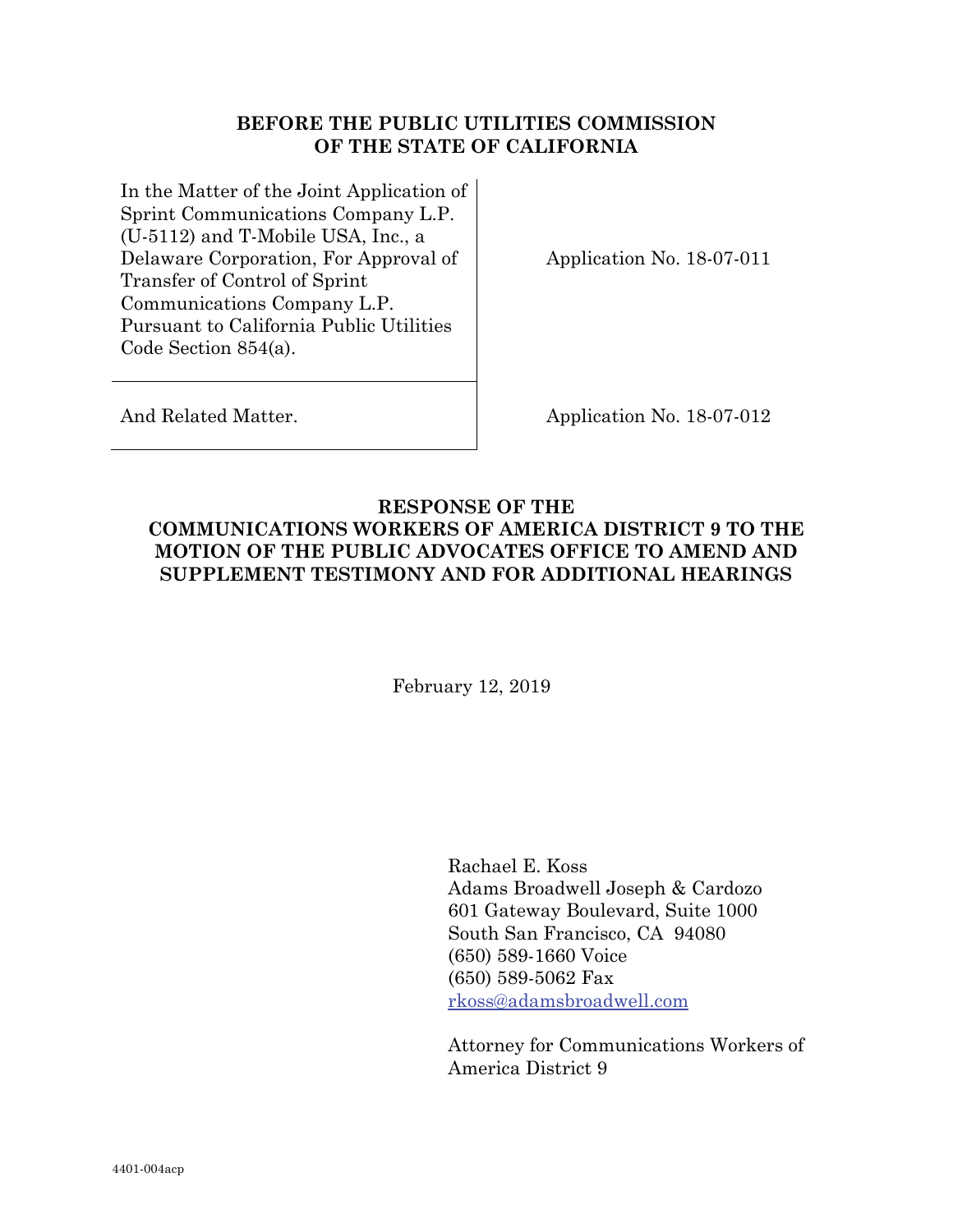**BEFORE THE PUBLIC UTILITIES COMMISSION OF THE STATE OF CALIFORNIA**

| | |
|---|---|
| In the Matter of the Joint Application of Sprint Communications Company L.P. (U-5112) and T-Mobile USA, Inc., a Delaware Corporation, For Approval of Transfer of Control of Sprint Communications Company L.P. Pursuant to California Public Utilities Code Section 854(a). | Application No. 18-07-011 |
| And Related Matter. | Application No. 18-07-012 |

**RESPONSE OF THE COMMUNICATIONS WORKERS OF AMERICA DISTRICT 9 TO THE MOTION OF THE PUBLIC ADVOCATES OFFICE TO AMEND AND SUPPLEMENT TESTIMONY AND FOR ADDITIONAL HEARINGS**

February 12, 2019

Rachael E. Koss
Adams Broadwell Joseph & Cardozo
601 Gateway Boulevard, Suite 1000
South San Francisco, CA 94080
(650) 589-1660 Voice
(650) 589-5062 Fax
rkoss@adamsbroadwell.com

Attorney for Communications Workers of America District 9

4401-004acp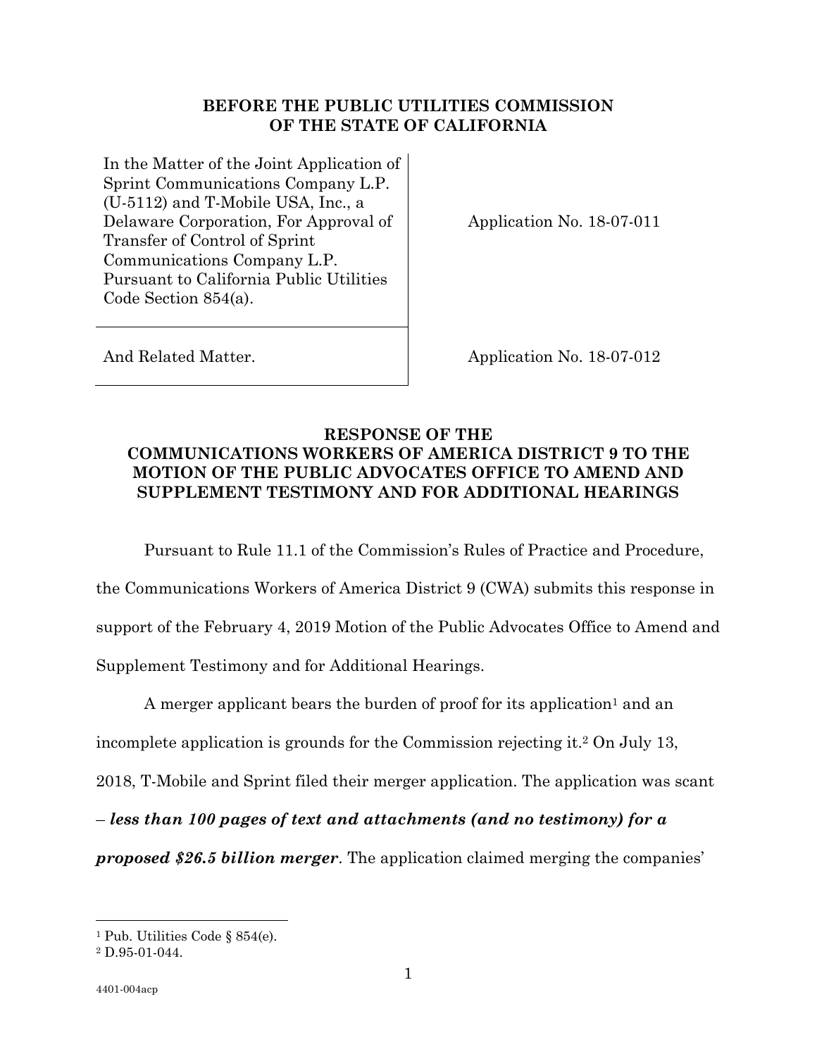**BEFORE THE PUBLIC UTILITIES COMMISSION OF THE STATE OF CALIFORNIA**

| | |
|---|---|
| In the Matter of the Joint Application of Sprint Communications Company L.P. (U-5112) and T-Mobile USA, Inc., a Delaware Corporation, For Approval of Transfer of Control of Sprint Communications Company L.P. Pursuant to California Public Utilities Code Section 854(a). | Application No. 18-07-011 |
| And Related Matter. | Application No. 18-07-012 |

**RESPONSE OF THE COMMUNICATIONS WORKERS OF AMERICA DISTRICT 9 TO THE MOTION OF THE PUBLIC ADVOCATES OFFICE TO AMEND AND SUPPLEMENT TESTIMONY AND FOR ADDITIONAL HEARINGS**

Pursuant to Rule 11.1 of the Commission's Rules of Practice and Procedure, the Communications Workers of America District 9 (CWA) submits this response in support of the February 4, 2019 Motion of the Public Advocates Office to Amend and Supplement Testimony and for Additional Hearings.

A merger applicant bears the burden of proof for its application[1] and an incomplete application is grounds for the Commission rejecting it.[2] On July 13, 2018, T-Mobile and Sprint filed their merger application. The application was scant – ***less than 100 pages of text and attachments (and no testimony) for a proposed $26.5 billion merger***. The application claimed merging the companies'

---

[1] Pub. Utilities Code § 854(e).

[2] D.95-01-044.

4401-004acp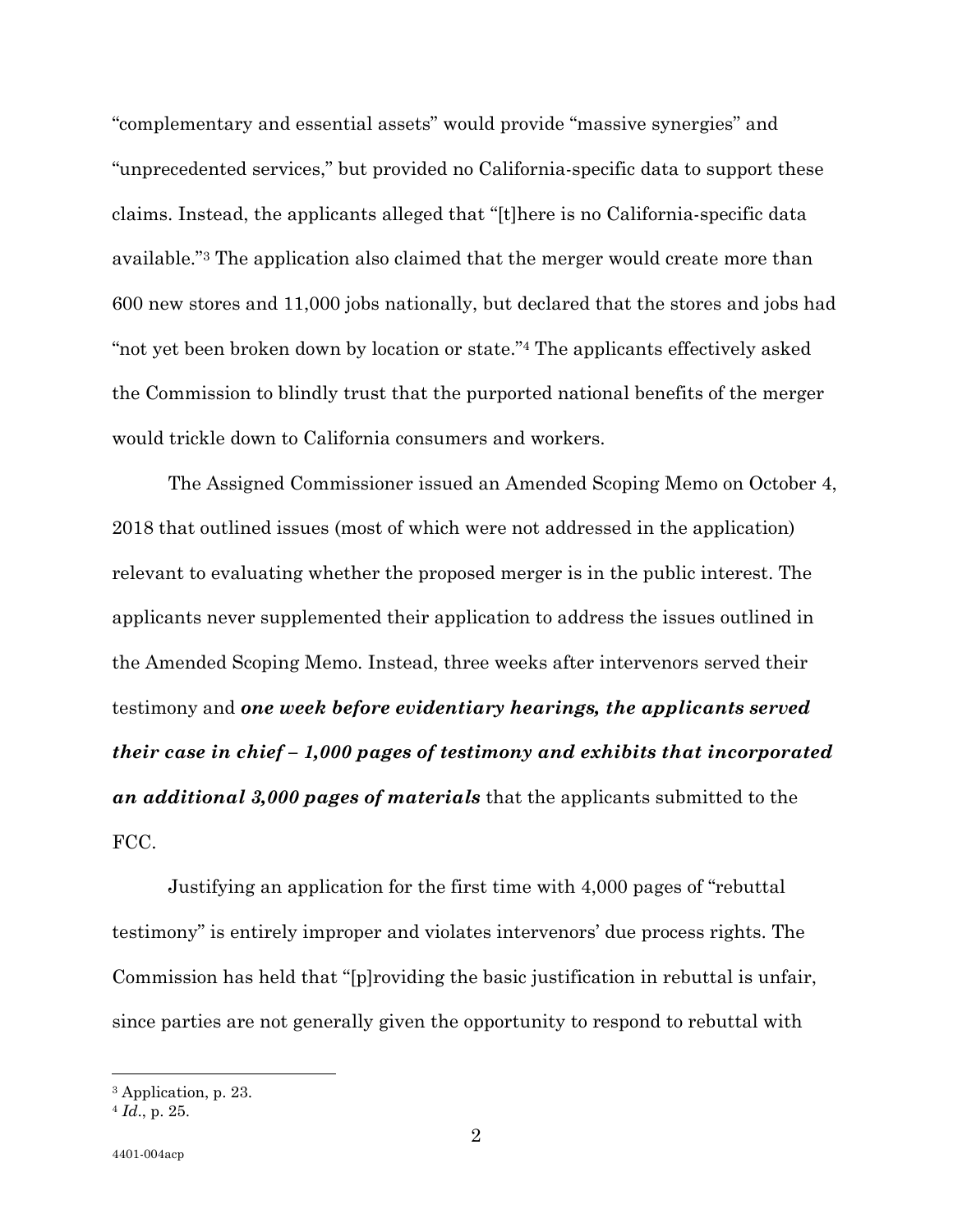"complementary and essential assets" would provide "massive synergies" and "unprecedented services," but provided no California-specific data to support these claims. Instead, the applicants alleged that "[t]here is no California-specific data available."[3] The application also claimed that the merger would create more than 600 new stores and 11,000 jobs nationally, but declared that the stores and jobs had "not yet been broken down by location or state."[4] The applicants effectively asked the Commission to blindly trust that the purported national benefits of the merger would trickle down to California consumers and workers.

The Assigned Commissioner issued an Amended Scoping Memo on October 4, 2018 that outlined issues (most of which were not addressed in the application) relevant to evaluating whether the proposed merger is in the public interest. The applicants never supplemented their application to address the issues outlined in the Amended Scoping Memo. Instead, three weeks after intervenors served their testimony and ***one week before evidentiary hearings, the applicants served their case in chief – 1,000 pages of testimony and exhibits that incorporated an additional 3,000 pages of materials*** that the applicants submitted to the FCC.

Justifying an application for the first time with 4,000 pages of "rebuttal testimony" is entirely improper and violates intervenors' due process rights. The Commission has held that "[p]roviding the basic justification in rebuttal is unfair, since parties are not generally given the opportunity to respond to rebuttal with

---

[3] Application, p. 23.

[4] *Id*., p. 25.

4401-004acp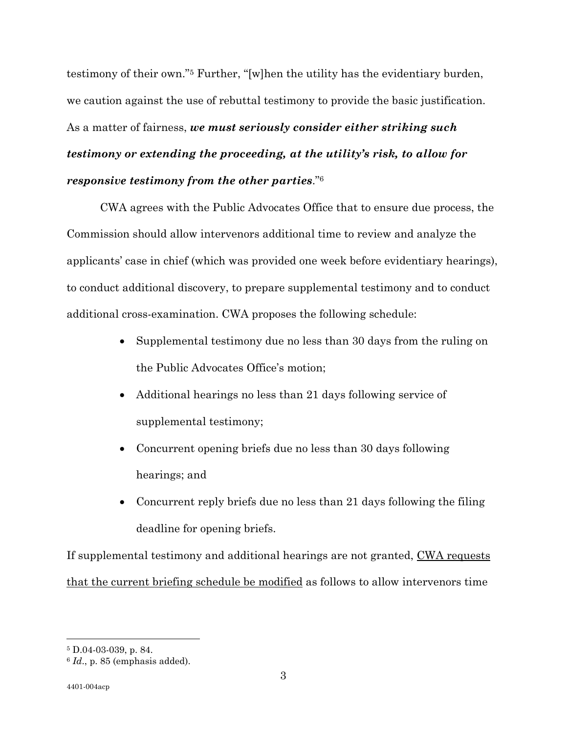testimony of their own."[5] Further, "[w]hen the utility has the evidentiary burden, we caution against the use of rebuttal testimony to provide the basic justification. As a matter of fairness, ***we must seriously consider either striking such testimony or extending the proceeding, at the utility's risk, to allow for responsive testimony from the other parties***."[6]

CWA agrees with the Public Advocates Office that to ensure due process, the Commission should allow intervenors additional time to review and analyze the applicants' case in chief (which was provided one week before evidentiary hearings), to conduct additional discovery, to prepare supplemental testimony and to conduct additional cross-examination. CWA proposes the following schedule:

- Supplemental testimony due no less than 30 days from the ruling on the Public Advocates Office's motion;
- Additional hearings no less than 21 days following service of supplemental testimony;
- Concurrent opening briefs due no less than 30 days following hearings; and
- Concurrent reply briefs due no less than 21 days following the filing deadline for opening briefs.

If supplemental testimony and additional hearings are not granted, <u>CWA requests that the current briefing schedule be modified</u> as follows to allow intervenors time

---

[5] D.04-03-039, p. 84.

[6] *Id*., p. 85 (emphasis added).

4401-004acp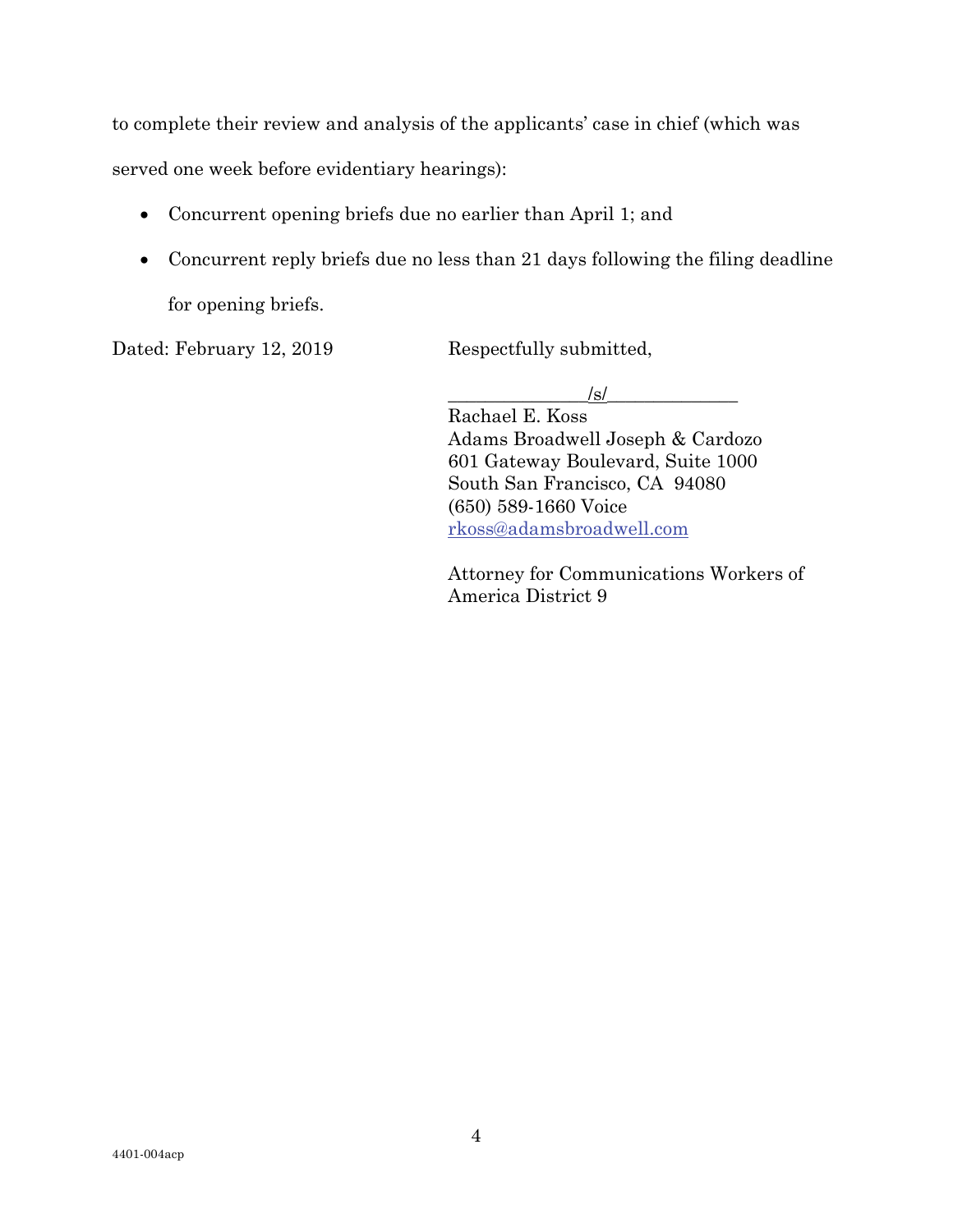to complete their review and analysis of the applicants' case in chief (which was served one week before evidentiary hearings):

- Concurrent opening briefs due no earlier than April 1; and
- Concurrent reply briefs due no less than 21 days following the filing deadline for opening briefs.

Dated: February 12, 2019

Respectfully submitted,

_______________/s/_______________
Rachael E. Koss
Adams Broadwell Joseph & Cardozo
601 Gateway Boulevard, Suite 1000
South San Francisco, CA 94080
(650) 589-1660 Voice
rkoss@adamsbroadwell.com

Attorney for Communications Workers of America District 9

4401-004acp